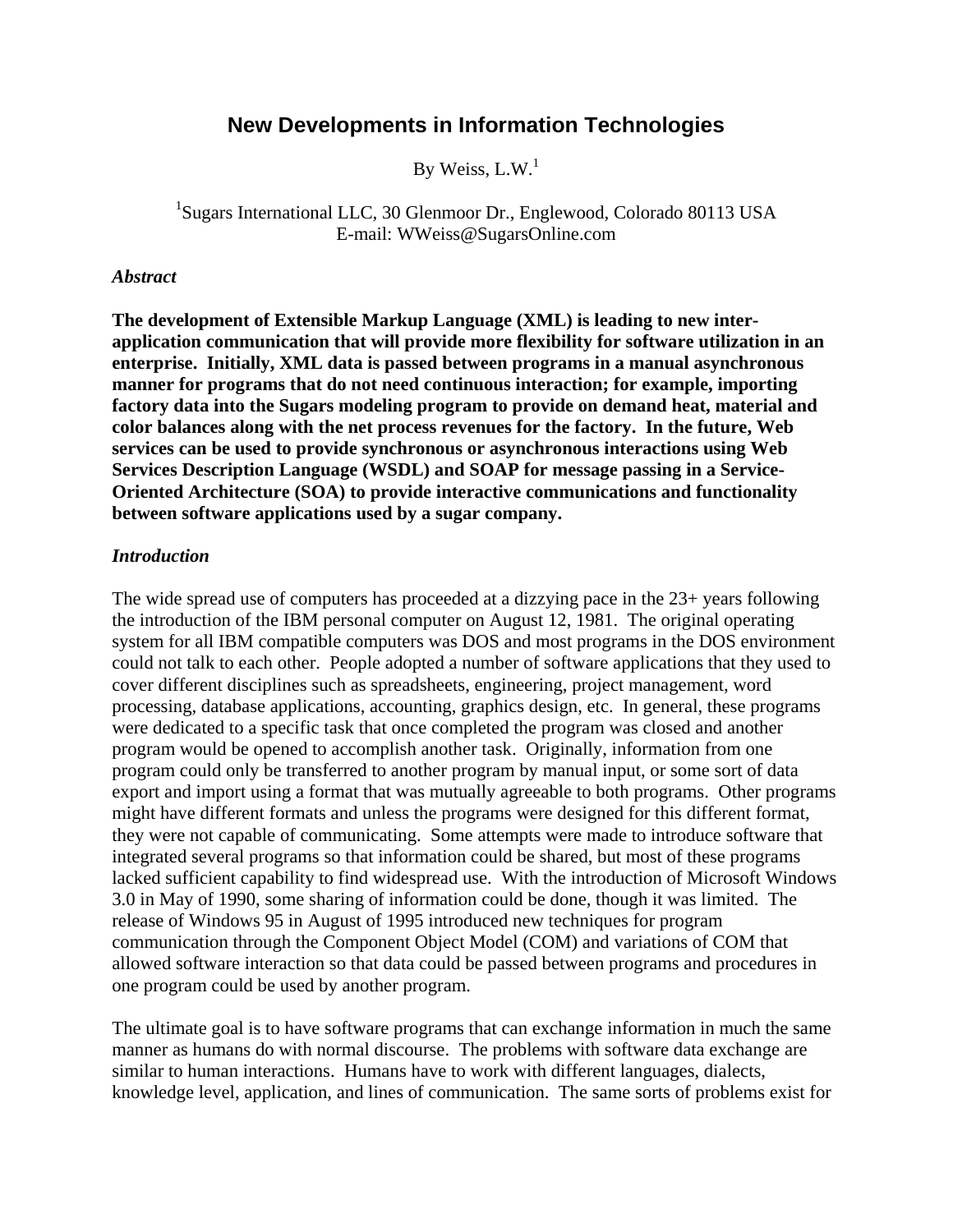# New Developments in Information Technologies

By Weiss, L.W.[1]

[1]Sugars International LLC, 30 Glenmoor Dr., Englewood, Colorado 80113 USA
E-mail: WWeiss@SugarsOnline.com

### *Abstract*

**The development of Extensible Markup Language (XML) is leading to new inter-application communication that will provide more flexibility for software utilization in an enterprise. Initially, XML data is passed between programs in a manual asynchronous manner for programs that do not need continuous interaction; for example, importing factory data into the Sugars modeling program to provide on demand heat, material and color balances along with the net process revenues for the factory. In the future, Web services can be used to provide synchronous or asynchronous interactions using Web Services Description Language (WSDL) and SOAP for message passing in a Service-Oriented Architecture (SOA) to provide interactive communications and functionality between software applications used by a sugar company.**

### *Introduction*

The wide spread use of computers has proceeded at a dizzying pace in the 23+ years following the introduction of the IBM personal computer on August 12, 1981. The original operating system for all IBM compatible computers was DOS and most programs in the DOS environment could not talk to each other. People adopted a number of software applications that they used to cover different disciplines such as spreadsheets, engineering, project management, word processing, database applications, accounting, graphics design, etc. In general, these programs were dedicated to a specific task that once completed the program was closed and another program would be opened to accomplish another task. Originally, information from one program could only be transferred to another program by manual input, or some sort of data export and import using a format that was mutually agreeable to both programs. Other programs might have different formats and unless the programs were designed for this different format, they were not capable of communicating. Some attempts were made to introduce software that integrated several programs so that information could be shared, but most of these programs lacked sufficient capability to find widespread use. With the introduction of Microsoft Windows 3.0 in May of 1990, some sharing of information could be done, though it was limited. The release of Windows 95 in August of 1995 introduced new techniques for program communication through the Component Object Model (COM) and variations of COM that allowed software interaction so that data could be passed between programs and procedures in one program could be used by another program.

The ultimate goal is to have software programs that can exchange information in much the same manner as humans do with normal discourse. The problems with software data exchange are similar to human interactions. Humans have to work with different languages, dialects, knowledge level, application, and lines of communication. The same sorts of problems exist for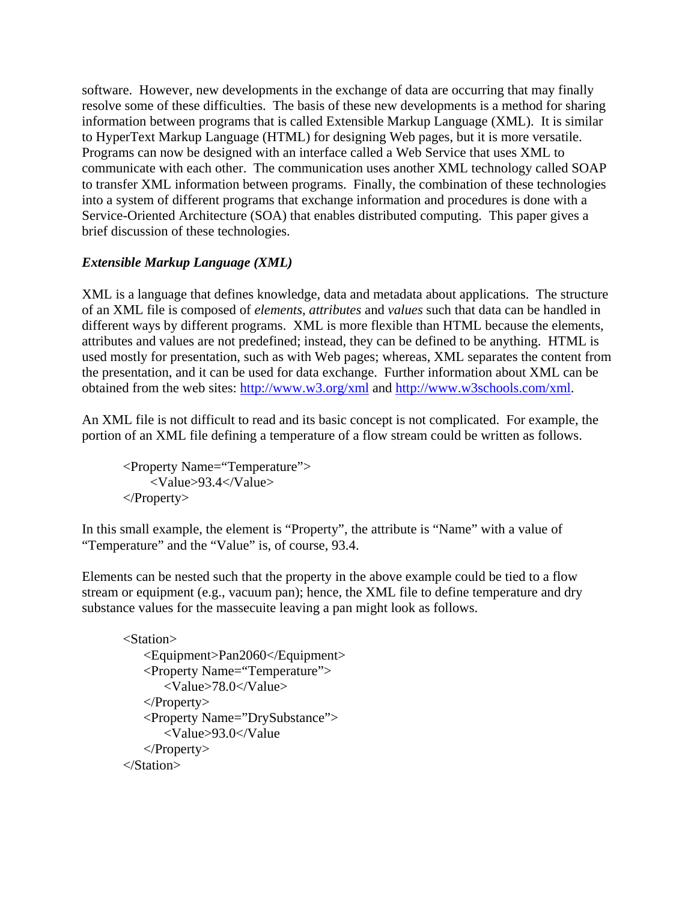software. However, new developments in the exchange of data are occurring that may finally resolve some of these difficulties. The basis of these new developments is a method for sharing information between programs that is called Extensible Markup Language (XML). It is similar to HyperText Markup Language (HTML) for designing Web pages, but it is more versatile. Programs can now be designed with an interface called a Web Service that uses XML to communicate with each other. The communication uses another XML technology called SOAP to transfer XML information between programs. Finally, the combination of these technologies into a system of different programs that exchange information and procedures is done with a Service-Oriented Architecture (SOA) that enables distributed computing. This paper gives a brief discussion of these technologies.

### *Extensible Markup Language (XML)*

XML is a language that defines knowledge, data and metadata about applications. The structure of an XML file is composed of *elements*, *attributes* and *values* such that data can be handled in different ways by different programs. XML is more flexible than HTML because the elements, attributes and values are not predefined; instead, they can be defined to be anything. HTML is used mostly for presentation, such as with Web pages; whereas, XML separates the content from the presentation, and it can be used for data exchange. Further information about XML can be obtained from the web sites: http://www.w3.org/xml and http://www.w3schools.com/xml.

An XML file is not difficult to read and its basic concept is not complicated. For example, the portion of an XML file defining a temperature of a flow stream could be written as follows.

```
<Property Name=“Temperature”>
    <Value>93.4</Value>
</Property>
```

In this small example, the element is “Property”, the attribute is “Name” with a value of “Temperature” and the “Value” is, of course, 93.4.

Elements can be nested such that the property in the above example could be tied to a flow stream or equipment (e.g., vacuum pan); hence, the XML file to define temperature and dry substance values for the massecuite leaving a pan might look as follows.

```
<Station>
    <Equipment>Pan2060</Equipment>
    <Property Name=“Temperature”>
        <Value>78.0</Value>
    </Property>
    <Property Name=”DrySubstance”>
        <Value>93.0</Value
    </Property>
</Station>
```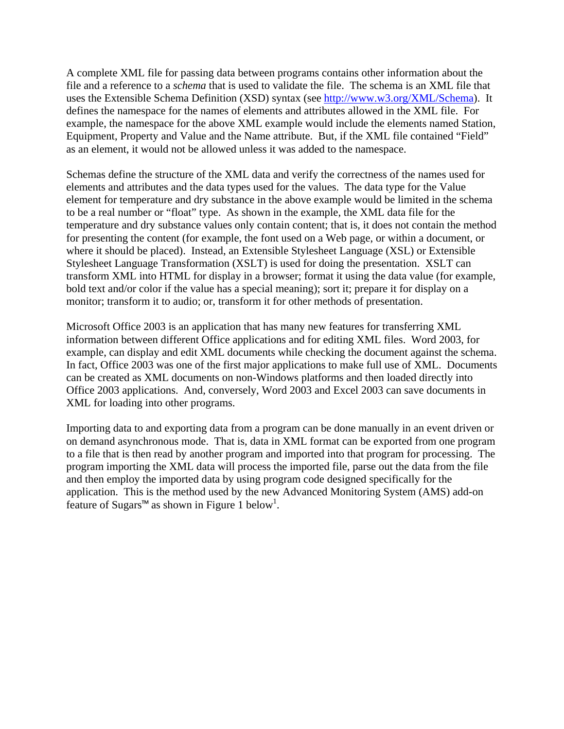A complete XML file for passing data between programs contains other information about the file and a reference to a *schema* that is used to validate the file. The schema is an XML file that uses the Extensible Schema Definition (XSD) syntax (see [http://www.w3.org/XML/Schema](http://www.w3.org/XML/Schema)). It defines the namespace for the names of elements and attributes allowed in the XML file. For example, the namespace for the above XML example would include the elements named Station, Equipment, Property and Value and the Name attribute. But, if the XML file contained “Field” as an element, it would not be allowed unless it was added to the namespace.

Schemas define the structure of the XML data and verify the correctness of the names used for elements and attributes and the data types used for the values. The data type for the Value element for temperature and dry substance in the above example would be limited in the schema to be a real number or “float” type. As shown in the example, the XML data file for the temperature and dry substance values only contain content; that is, it does not contain the method for presenting the content (for example, the font used on a Web page, or within a document, or where it should be placed). Instead, an Extensible Stylesheet Language (XSL) or Extensible Stylesheet Language Transformation (XSLT) is used for doing the presentation. XSLT can transform XML into HTML for display in a browser; format it using the data value (for example, bold text and/or color if the value has a special meaning); sort it; prepare it for display on a monitor; transform it to audio; or, transform it for other methods of presentation.

Microsoft Office 2003 is an application that has many new features for transferring XML information between different Office applications and for editing XML files. Word 2003, for example, can display and edit XML documents while checking the document against the schema. In fact, Office 2003 was one of the first major applications to make full use of XML. Documents can be created as XML documents on non-Windows platforms and then loaded directly into Office 2003 applications. And, conversely, Word 2003 and Excel 2003 can save documents in XML for loading into other programs.

Importing data to and exporting data from a program can be done manually in an event driven or on demand asynchronous mode. That is, data in XML format can be exported from one program to a file that is then read by another program and imported into that program for processing. The program importing the XML data will process the imported file, parse out the data from the file and then employ the imported data by using program code designed specifically for the application. This is the method used by the new Advanced Monitoring System (AMS) add-on feature of Sugars™ as shown in Figure 1 below[1].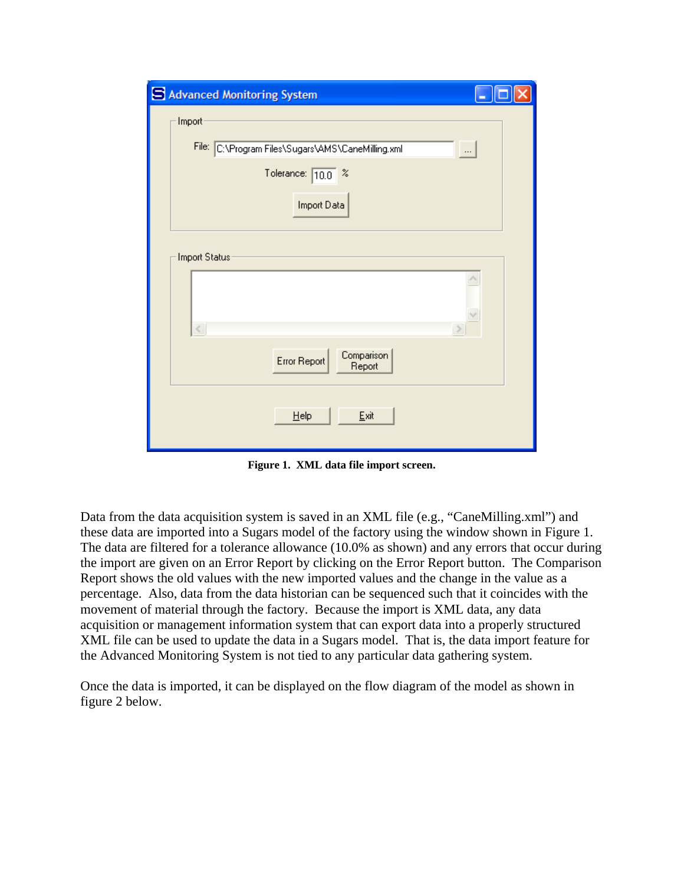**Figure 1. XML data file import screen.**

Data from the data acquisition system is saved in an XML file (e.g., “CaneMilling.xml”) and these data are imported into a Sugars model of the factory using the window shown in Figure 1. The data are filtered for a tolerance allowance (10.0% as shown) and any errors that occur during the import are given on an Error Report by clicking on the Error Report button. The Comparison Report shows the old values with the new imported values and the change in the value as a percentage. Also, data from the data historian can be sequenced such that it coincides with the movement of material through the factory. Because the import is XML data, any data acquisition or management information system that can export data into a properly structured XML file can be used to update the data in a Sugars model. That is, the data import feature for the Advanced Monitoring System is not tied to any particular data gathering system.

Once the data is imported, it can be displayed on the flow diagram of the model as shown in figure 2 below.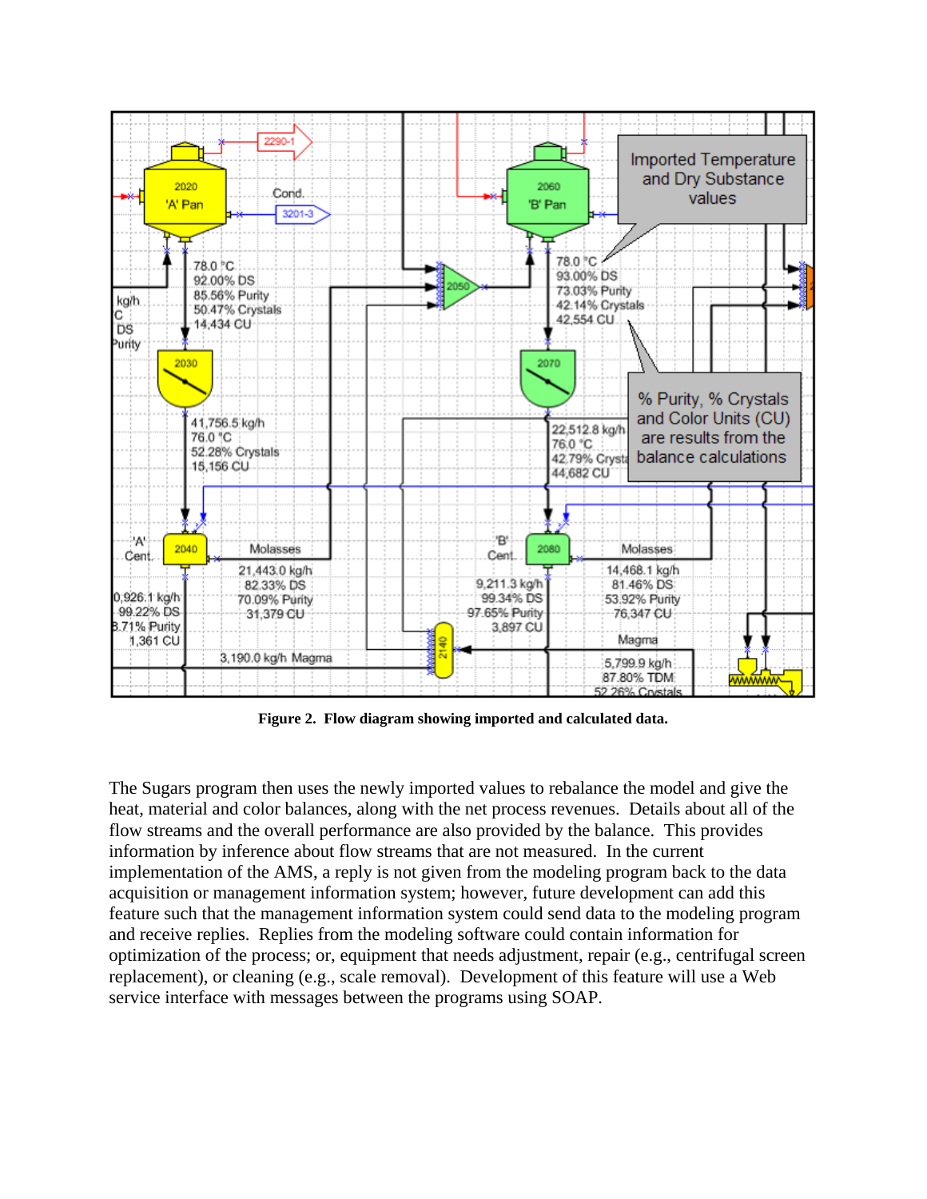Figure 2. Flow diagram showing imported and calculated data.

The Sugars program then uses the newly imported values to rebalance the model and give the heat, material and color balances, along with the net process revenues. Details about all of the flow streams and the overall performance are also provided by the balance. This provides information by inference about flow streams that are not measured. In the current implementation of the AMS, a reply is not given from the modeling program back to the data acquisition or management information system; however, future development can add this feature such that the management information system could send data to the modeling program and receive replies. Replies from the modeling software could contain information for optimization of the process; or, equipment that needs adjustment, repair (e.g., centrifugal screen replacement), or cleaning (e.g., scale removal). Development of this feature will use a Web service interface with messages between the programs using SOAP.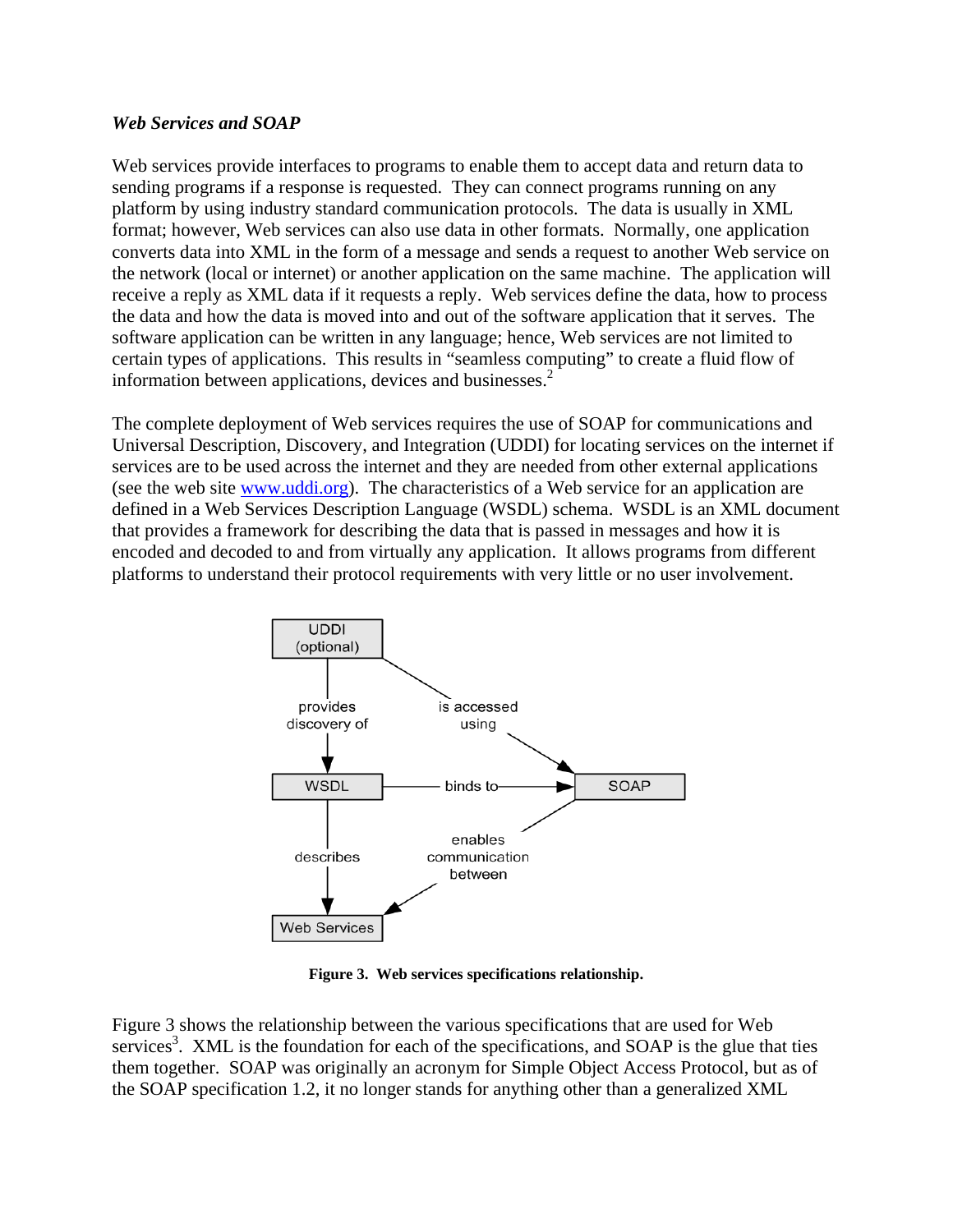### *Web Services and SOAP*

Web services provide interfaces to programs to enable them to accept data and return data to sending programs if a response is requested. They can connect programs running on any platform by using industry standard communication protocols. The data is usually in XML format; however, Web services can also use data in other formats. Normally, one application converts data into XML in the form of a message and sends a request to another Web service on the network (local or internet) or another application on the same machine. The application will receive a reply as XML data if it requests a reply. Web services define the data, how to process the data and how the data is moved into and out of the software application that it serves. The software application can be written in any language; hence, Web services are not limited to certain types of applications. This results in "seamless computing" to create a fluid flow of information between applications, devices and businesses.[2]

The complete deployment of Web services requires the use of SOAP for communications and Universal Description, Discovery, and Integration (UDDI) for locating services on the internet if services are to be used across the internet and they are needed from other external applications (see the web site www.uddi.org). The characteristics of a Web service for an application are defined in a Web Services Description Language (WSDL) schema. WSDL is an XML document that provides a framework for describing the data that is passed in messages and how it is encoded and decoded to and from virtually any application. It allows programs from different platforms to understand their protocol requirements with very little or no user involvement.

**Figure 3. Web services specifications relationship.**

Figure 3 shows the relationship between the various specifications that are used for Web services[3]. XML is the foundation for each of the specifications, and SOAP is the glue that ties them together. SOAP was originally an acronym for Simple Object Access Protocol, but as of the SOAP specification 1.2, it no longer stands for anything other than a generalized XML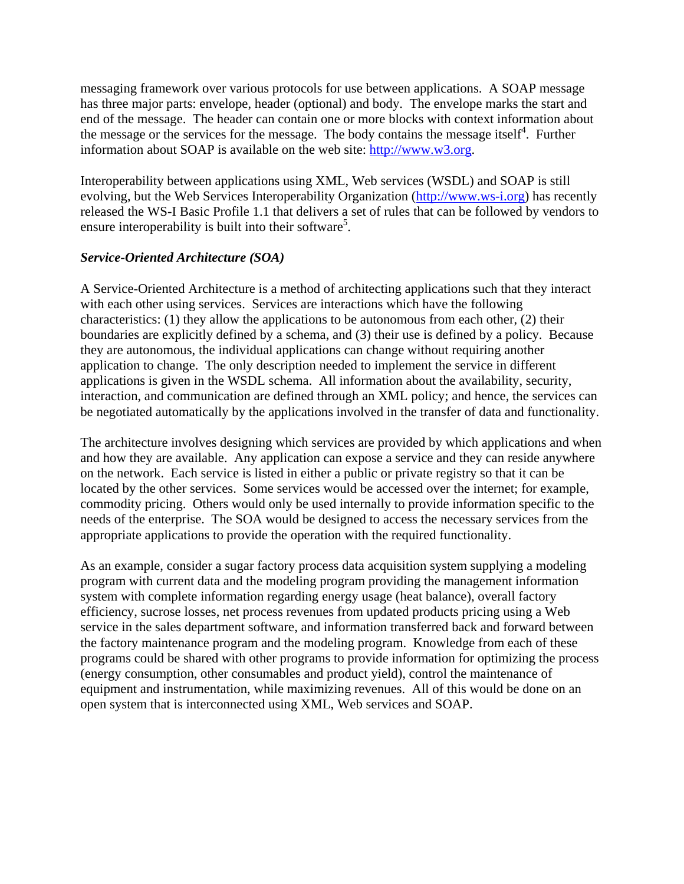messaging framework over various protocols for use between applications. A SOAP message has three major parts: envelope, header (optional) and body. The envelope marks the start and end of the message. The header can contain one or more blocks with context information about the message or the services for the message. The body contains the message itself[4]. Further information about SOAP is available on the web site: http://www.w3.org.

Interoperability between applications using XML, Web services (WSDL) and SOAP is still evolving, but the Web Services Interoperability Organization (http://www.ws-i.org) has recently released the WS-I Basic Profile 1.1 that delivers a set of rules that can be followed by vendors to ensure interoperability is built into their software[5].

### *Service-Oriented Architecture (SOA)*

A Service-Oriented Architecture is a method of architecting applications such that they interact with each other using services. Services are interactions which have the following characteristics: (1) they allow the applications to be autonomous from each other, (2) their boundaries are explicitly defined by a schema, and (3) their use is defined by a policy. Because they are autonomous, the individual applications can change without requiring another application to change. The only description needed to implement the service in different applications is given in the WSDL schema. All information about the availability, security, interaction, and communication are defined through an XML policy; and hence, the services can be negotiated automatically by the applications involved in the transfer of data and functionality.

The architecture involves designing which services are provided by which applications and when and how they are available. Any application can expose a service and they can reside anywhere on the network. Each service is listed in either a public or private registry so that it can be located by the other services. Some services would be accessed over the internet; for example, commodity pricing. Others would only be used internally to provide information specific to the needs of the enterprise. The SOA would be designed to access the necessary services from the appropriate applications to provide the operation with the required functionality.

As an example, consider a sugar factory process data acquisition system supplying a modeling program with current data and the modeling program providing the management information system with complete information regarding energy usage (heat balance), overall factory efficiency, sucrose losses, net process revenues from updated products pricing using a Web service in the sales department software, and information transferred back and forward between the factory maintenance program and the modeling program. Knowledge from each of these programs could be shared with other programs to provide information for optimizing the process (energy consumption, other consumables and product yield), control the maintenance of equipment and instrumentation, while maximizing revenues. All of this would be done on an open system that is interconnected using XML, Web services and SOAP.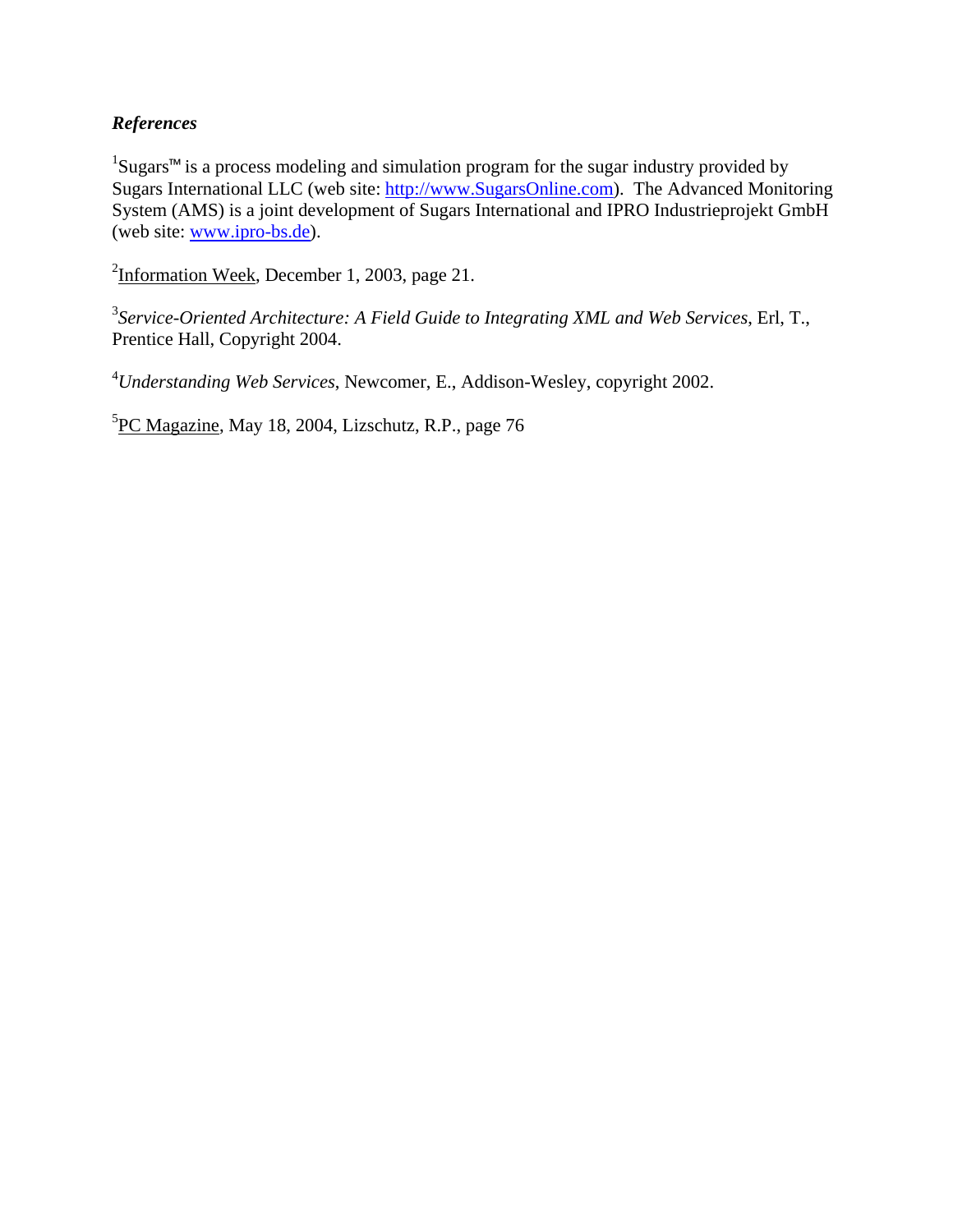***References***

[1]Sugars™ is a process modeling and simulation program for the sugar industry provided by Sugars International LLC (web site: http://www.SugarsOnline.com). The Advanced Monitoring System (AMS) is a joint development of Sugars International and IPRO Industrieprojekt GmbH (web site: www.ipro-bs.de).

[2]Information Week, December 1, 2003, page 21.

[3]*Service-Oriented Architecture: A Field Guide to Integrating XML and Web Services*, Erl, T., Prentice Hall, Copyright 2004.

[4]*Understanding Web Services*, Newcomer, E., Addison-Wesley, copyright 2002.

[5]PC Magazine, May 18, 2004, Lizschutz, R.P., page 76